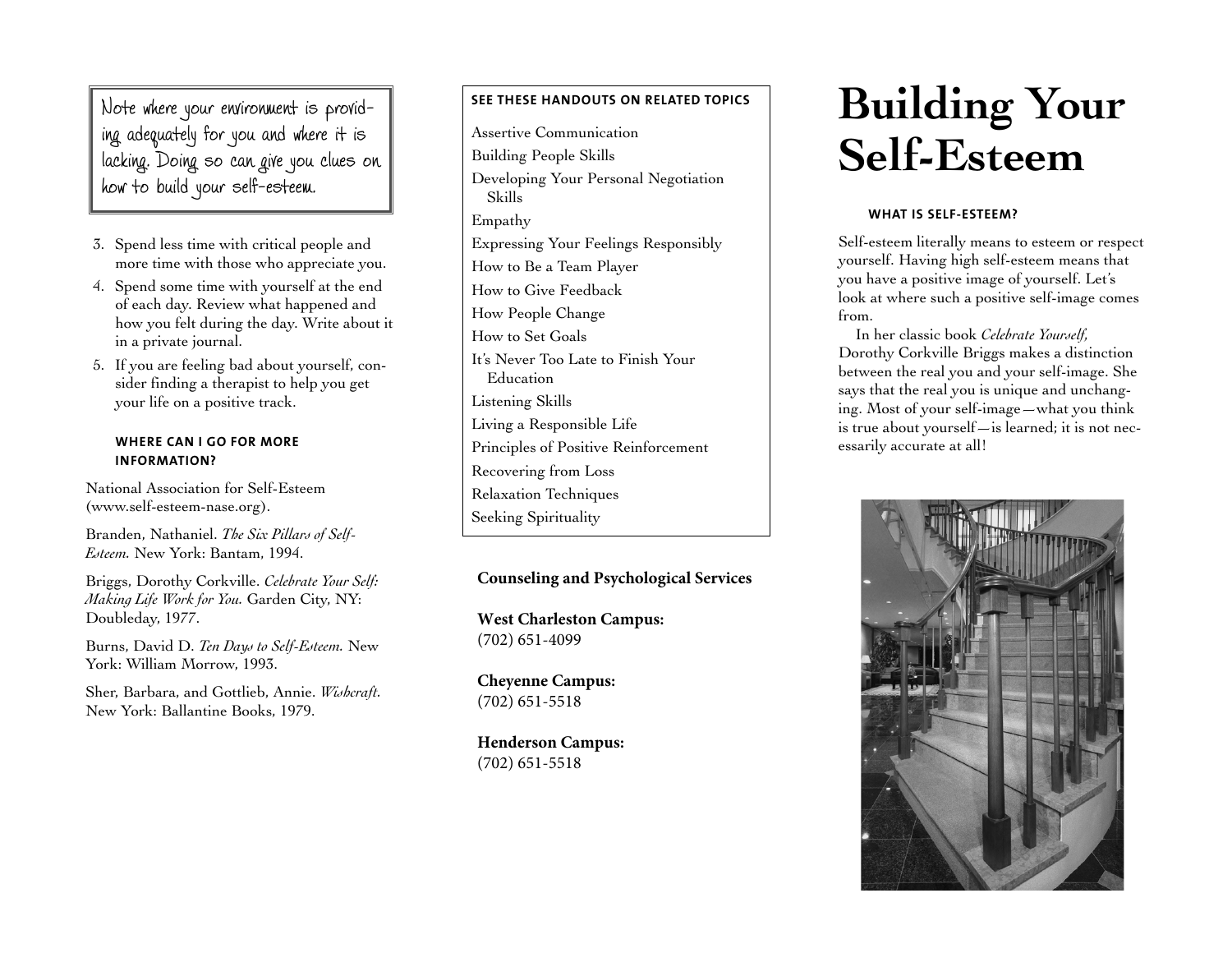# Building Your Self-Esteem

### WHAT IS SELF-ESTEEM?

Self-esteem literally means to esteem or respect yourself. Having high self-esteem means that you have a positive image of yourself. Let's look at where such a positive self-image comes from.

In her classic book *Celebrate Yourself,* Dorothy Corkville Briggs makes a distinction between the real you and your self-image. She says that the real you is unique and unchanging. Most of your self-image—what you think is true about yourself—is learned; it is not necessarily accurate at all!

> Note where your environment is providing adequately for you and where it is lacking. Doing so can give you clues on how to build your self-esteem.

3. Spend less time with critical people and more time with those who appreciate you.
4. Spend some time with yourself at the end of each day. Review what happened and how you felt during the day. Write about it in a private journal.
5. If you are feeling bad about yourself, consider finding a therapist to help you get your life on a positive track.

### WHERE CAN I GO FOR MORE INFORMATION?

National Association for Self-Esteem (www.self-esteem-nase.org).

Branden, Nathaniel. *The Six Pillars of Self-Esteem.* New York: Bantam, 1994.

Briggs, Dorothy Corkville. *Celebrate Your Self: Making Life Work for You.* Garden City, NY: Doubleday, 1977.

Burns, David D. *Ten Days to Self-Esteem.* New York: William Morrow, 1993.

Sher, Barbara, and Gottlieb, Annie. *Wishcraft.* New York: Ballantine Books, 1979.

### SEE THESE HANDOUTS ON RELATED TOPICS

Assertive Communication  
Building People Skills  
Developing Your Personal Negotiation Skills  
Empathy  
Expressing Your Feelings Responsibly  
How to Be a Team Player  
How to Give Feedback  
How People Change  
How to Set Goals  
It's Never Too Late to Finish Your Education  
Listening Skills  
Living a Responsible Life  
Principles of Positive Reinforcement  
Recovering from Loss  
Relaxation Techniques  
Seeking Spirituality

**Counseling and Psychological Services**

**West Charleston Campus:**  
(702) 651-4099

**Cheyenne Campus:**  
(702) 651-5518

**Henderson Campus:**  
(702) 651-5518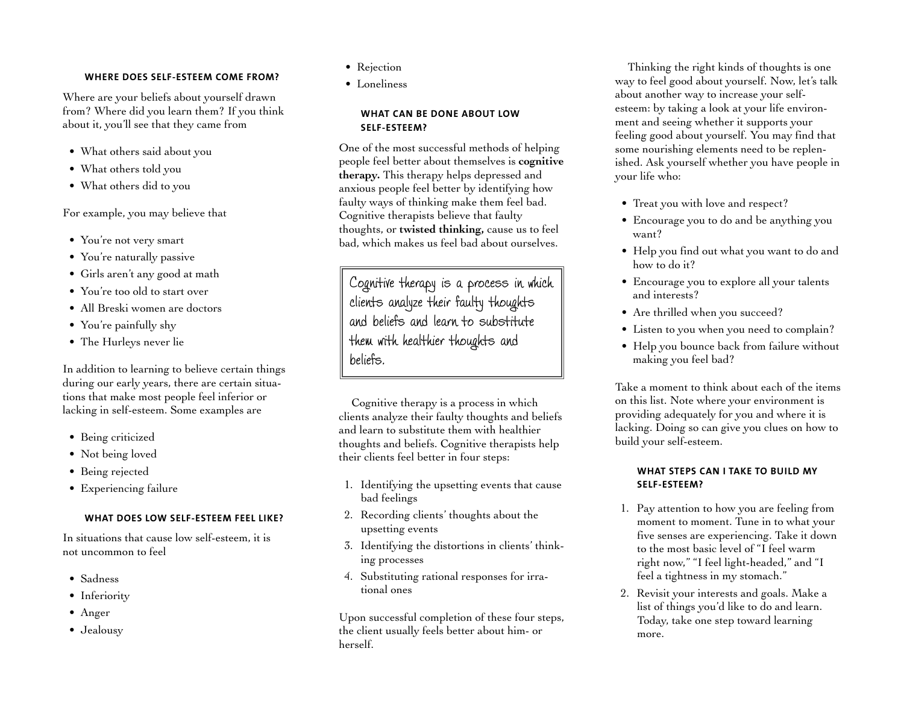#### WHERE DOES SELF-ESTEEM COME FROM?

Where are your beliefs about yourself drawn from? Where did you learn them? If you think about it, you'll see that they came from

- What others said about you
- What others told you
- What others did to you

For example, you may believe that

- You're not very smart
- You're naturally passive
- Girls aren't any good at math
- You're too old to start over
- All Breski women are doctors
- You're painfully shy
- The Hurleys never lie

In addition to learning to believe certain things during our early years, there are certain situations that make most people feel inferior or lacking in self-esteem. Some examples are

- Being criticized
- Not being loved
- Being rejected
- Experiencing failure

#### WHAT DOES LOW SELF-ESTEEM FEEL LIKE?

In situations that cause low self-esteem, it is not uncommon to feel

- Sadness
- Inferiority
- Anger
- Jealousy
- Rejection
- Loneliness

#### WHAT CAN BE DONE ABOUT LOW SELF-ESTEEM?

One of the most successful methods of helping people feel better about themselves is **cognitive therapy.** This therapy helps depressed and anxious people feel better by identifying how faulty ways of thinking make them feel bad. Cognitive therapists believe that faulty thoughts, or **twisted thinking,** cause us to feel bad, which makes us feel bad about ourselves.

> Cognitive therapy is a process in which clients analyze their faulty thoughts and beliefs and learn to substitute them with healthier thoughts and beliefs.

Cognitive therapy is a process in which clients analyze their faulty thoughts and beliefs and learn to substitute them with healthier thoughts and beliefs. Cognitive therapists help their clients feel better in four steps:

1. Identifying the upsetting events that cause bad feelings
2. Recording clients' thoughts about the upsetting events
3. Identifying the distortions in clients' thinking processes
4. Substituting rational responses for irrational ones

Upon successful completion of these four steps, the client usually feels better about him- or herself.

Thinking the right kinds of thoughts is one way to feel good about yourself. Now, let's talk about another way to increase your self-esteem: by taking a look at your life environment and seeing whether it supports your feeling good about yourself. You may find that some nourishing elements need to be replenished. Ask yourself whether you have people in your life who:

- Treat you with love and respect?
- Encourage you to do and be anything you want?
- Help you find out what you want to do and how to do it?
- Encourage you to explore all your talents and interests?
- Are thrilled when you succeed?
- Listen to you when you need to complain?
- Help you bounce back from failure without making you feel bad?

Take a moment to think about each of the items on this list. Note where your environment is providing adequately for you and where it is lacking. Doing so can give you clues on how to build your self-esteem.

#### WHAT STEPS CAN I TAKE TO BUILD MY SELF-ESTEEM?

1. Pay attention to how you are feeling from moment to moment. Tune in to what your five senses are experiencing. Take it down to the most basic level of "I feel warm right now," "I feel light-headed," and "I feel a tightness in my stomach."
2. Revisit your interests and goals. Make a list of things you'd like to do and learn. Today, take one step toward learning more.